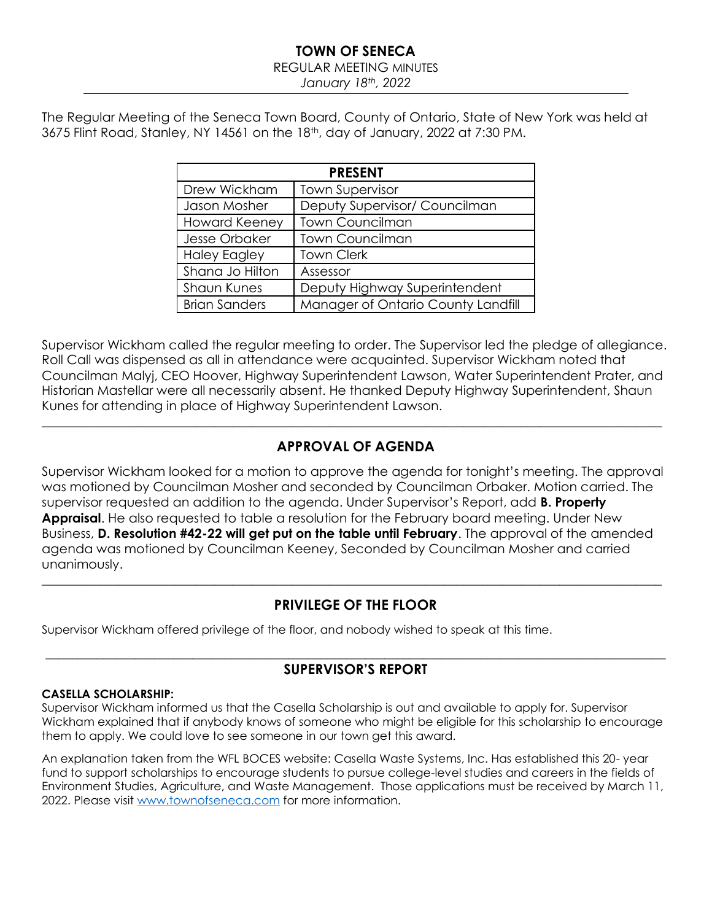# TOWN OF SENECA

REGULAR MEETING MINUTES

*January 18th, 2022*

The Regular Meeting of the Seneca Town Board, County of Ontario, State of New York was held at 3675 Flint Road, Stanley, NY 14561 on the 18th, day of January, 2022 at 7:30 PM.

| PRESENT | |
|---|---|
| Drew Wickham | Town Supervisor |
| Jason Mosher | Deputy Supervisor/ Councilman |
| Howard Keeney | Town Councilman |
| Jesse Orbaker | Town Councilman |
| Haley Eagley | Town Clerk |
| Shana Jo Hilton | Assessor |
| Shaun Kunes | Deputy Highway Superintendent |
| Brian Sanders | Manager of Ontario County Landfill |

Supervisor Wickham called the regular meeting to order. The Supervisor led the pledge of allegiance. Roll Call was dispensed as all in attendance were acquainted. Supervisor Wickham noted that Councilman Malyj, CEO Hoover, Highway Superintendent Lawson, Water Superintendent Prater, and Historian Mastellar were all necessarily absent. He thanked Deputy Highway Superintendent, Shaun Kunes for attending in place of Highway Superintendent Lawson.

## APPROVAL OF AGENDA

Supervisor Wickham looked for a motion to approve the agenda for tonight's meeting. The approval was motioned by Councilman Mosher and seconded by Councilman Orbaker. Motion carried. The supervisor requested an addition to the agenda. Under Supervisor's Report, add **B. Property Appraisal**. He also requested to table a resolution for the February board meeting. Under New Business, **D. Resolution #42-22 will get put on the table until February**. The approval of the amended agenda was motioned by Councilman Keeney, Seconded by Councilman Mosher and carried unanimously.

## PRIVILEGE OF THE FLOOR

Supervisor Wickham offered privilege of the floor, and nobody wished to speak at this time.

## SUPERVISOR'S REPORT

**CASELLA SCHOLARSHIP:**

Supervisor Wickham informed us that the Casella Scholarship is out and available to apply for. Supervisor Wickham explained that if anybody knows of someone who might be eligible for this scholarship to encourage them to apply. We could love to see someone in our town get this award.

An explanation taken from the WFL BOCES website: Casella Waste Systems, Inc. Has established this 20- year fund to support scholarships to encourage students to pursue college-level studies and careers in the fields of Environment Studies, Agriculture, and Waste Management. Those applications must be received by March 11, 2022. Please visit www.townofseneca.com for more information.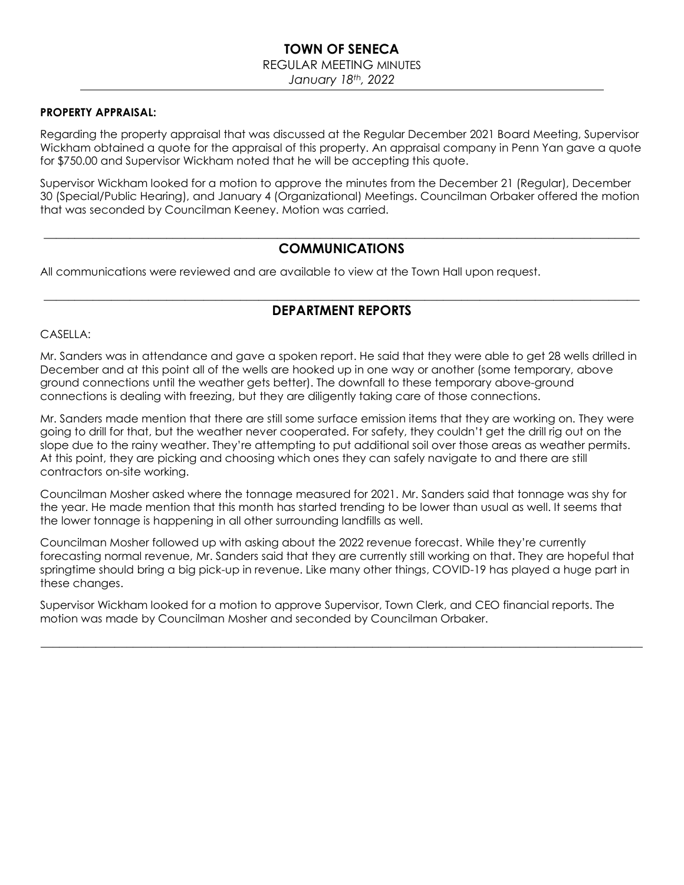**PROPERTY APPRAISAL:**

Regarding the property appraisal that was discussed at the Regular December 2021 Board Meeting, Supervisor Wickham obtained a quote for the appraisal of this property. An appraisal company in Penn Yan gave a quote for $750.00 and Supervisor Wickham noted that he will be accepting this quote.

Supervisor Wickham looked for a motion to approve the minutes from the December 21 (Regular), December 30 (Special/Public Hearing), and January 4 (Organizational) Meetings. Councilman Orbaker offered the motion that was seconded by Councilman Keeney. Motion was carried.

---

## COMMUNICATIONS

All communications were reviewed and are available to view at the Town Hall upon request.

---

## DEPARTMENT REPORTS

CASELLA:

Mr. Sanders was in attendance and gave a spoken report. He said that they were able to get 28 wells drilled in December and at this point all of the wells are hooked up in one way or another (some temporary, above ground connections until the weather gets better). The downfall to these temporary above-ground connections is dealing with freezing, but they are diligently taking care of those connections.

Mr. Sanders made mention that there are still some surface emission items that they are working on. They were going to drill for that, but the weather never cooperated. For safety, they couldn't get the drill rig out on the slope due to the rainy weather. They're attempting to put additional soil over those areas as weather permits. At this point, they are picking and choosing which ones they can safely navigate to and there are still contractors on-site working.

Councilman Mosher asked where the tonnage measured for 2021. Mr. Sanders said that tonnage was shy for the year. He made mention that this month has started trending to be lower than usual as well. It seems that the lower tonnage is happening in all other surrounding landfills as well.

Councilman Mosher followed up with asking about the 2022 revenue forecast. While they're currently forecasting normal revenue, Mr. Sanders said that they are currently still working on that. They are hopeful that springtime should bring a big pick-up in revenue. Like many other things, COVID-19 has played a huge part in these changes.

Supervisor Wickham looked for a motion to approve Supervisor, Town Clerk, and CEO financial reports. The motion was made by Councilman Mosher and seconded by Councilman Orbaker.

---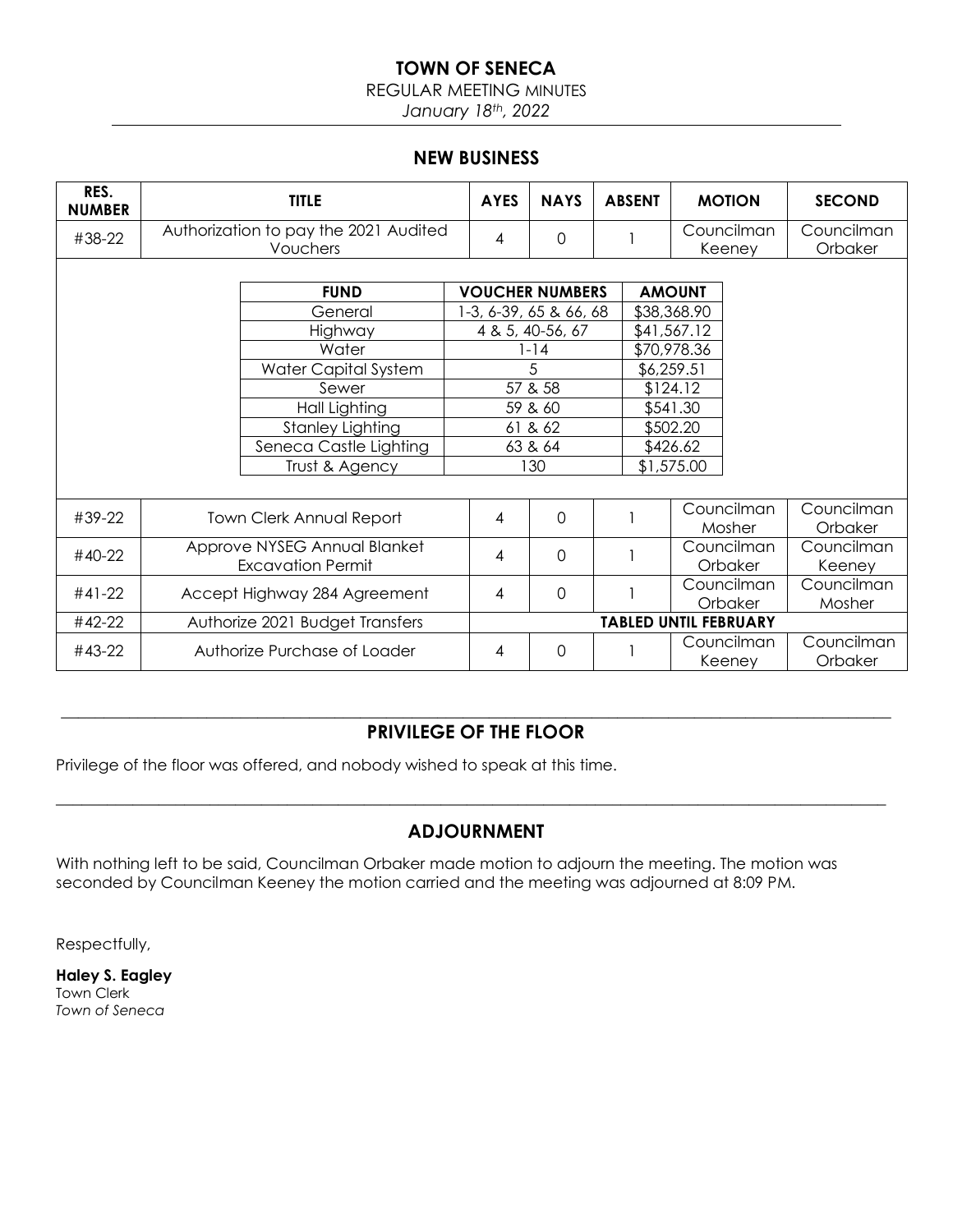# TOWN OF SENECA

REGULAR MEETING MINUTES

*January 18th, 2022*

## NEW BUSINESS

| RES. NUMBER | TITLE | AYES | NAYS | ABSENT | MOTION | SECOND |
|---|---|---|---|---|---|---|
| #38-22 | Authorization to pay the 2021 Audited Vouchers | 4 | 0 | 1 | Councilman Keeney | Councilman Orbaker |

| FUND | VOUCHER NUMBERS | AMOUNT |
|---|---|---|
| General | 1-3, 6-39, 65 & 66, 68 | $38,368.90 |
| Highway | 4 & 5, 40-56, 67 | $41,567.12 |
| Water | 1-14 | $70,978.36 |
| Water Capital System | 5 | $6,259.51 |
| Sewer | 57 & 58 | $124.12 |
| Hall Lighting | 59 & 60 | $541.30 |
| Stanley Lighting | 61 & 62 | $502.20 |
| Seneca Castle Lighting | 63 & 64 | $426.62 |
| Trust & Agency | 130 | $1,575.00 |

| RES. NUMBER | TITLE | AYES | NAYS | ABSENT | MOTION | SECOND |
|---|---|---|---|---|---|---|
| #39-22 | Town Clerk Annual Report | 4 | 0 | 1 | Councilman Mosher | Councilman Orbaker |
| #40-22 | Approve NYSEG Annual Blanket Excavation Permit | 4 | 0 | 1 | Councilman Orbaker | Councilman Keeney |
| #41-22 | Accept Highway 284 Agreement | 4 | 0 | 1 | Councilman Orbaker | Councilman Mosher |
| #42-22 | Authorize 2021 Budget Transfers | **TABLED UNTIL FEBRUARY** | | | | |
| #43-22 | Authorize Purchase of Loader | 4 | 0 | 1 | Councilman Keeney | Councilman Orbaker |

## PRIVILEGE OF THE FLOOR

Privilege of the floor was offered, and nobody wished to speak at this time.

## ADJOURNMENT

With nothing left to be said, Councilman Orbaker made motion to adjourn the meeting. The motion was seconded by Councilman Keeney the motion carried and the meeting was adjourned at 8:09 PM.

Respectfully,

**Haley S. Eagley**
Town Clerk
*Town of Seneca*